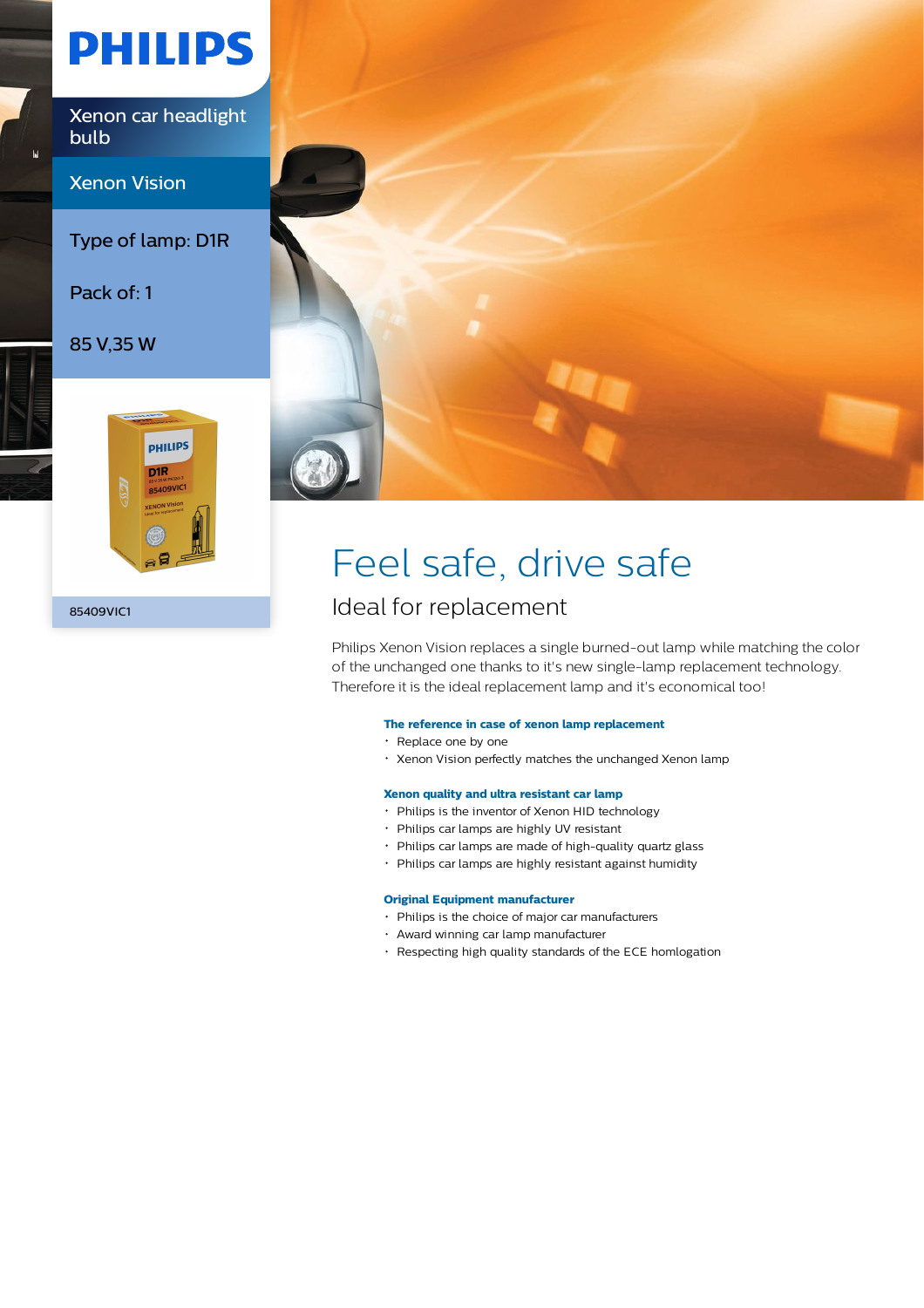# PHILIPS

Xenon car headlight bulb

Xenon Vision

Type of lamp: D1R

Pack of: 1

85 V,35 W

85409VIC1

# Feel safe, drive safe

## Ideal for replacement

Philips Xenon Vision replaces a single burned-out lamp while matching the color of the unchanged one thanks to it's new single-lamp replacement technology. Therefore it is the ideal replacement lamp and it's economical too!

### The reference in case of xenon lamp replacement

- Replace one by one
- Xenon Vision perfectly matches the unchanged Xenon lamp

### Xenon quality and ultra resistant car lamp

- Philips is the inventor of Xenon HID technology
- Philips car lamps are highly UV resistant
- Philips car lamps are made of high-quality quartz glass
- Philips car lamps are highly resistant against humidity

### Original Equipment manufacturer

- Philips is the choice of major car manufacturers
- Award winning car lamp manufacturer
- Respecting high quality standards of the ECE homlogation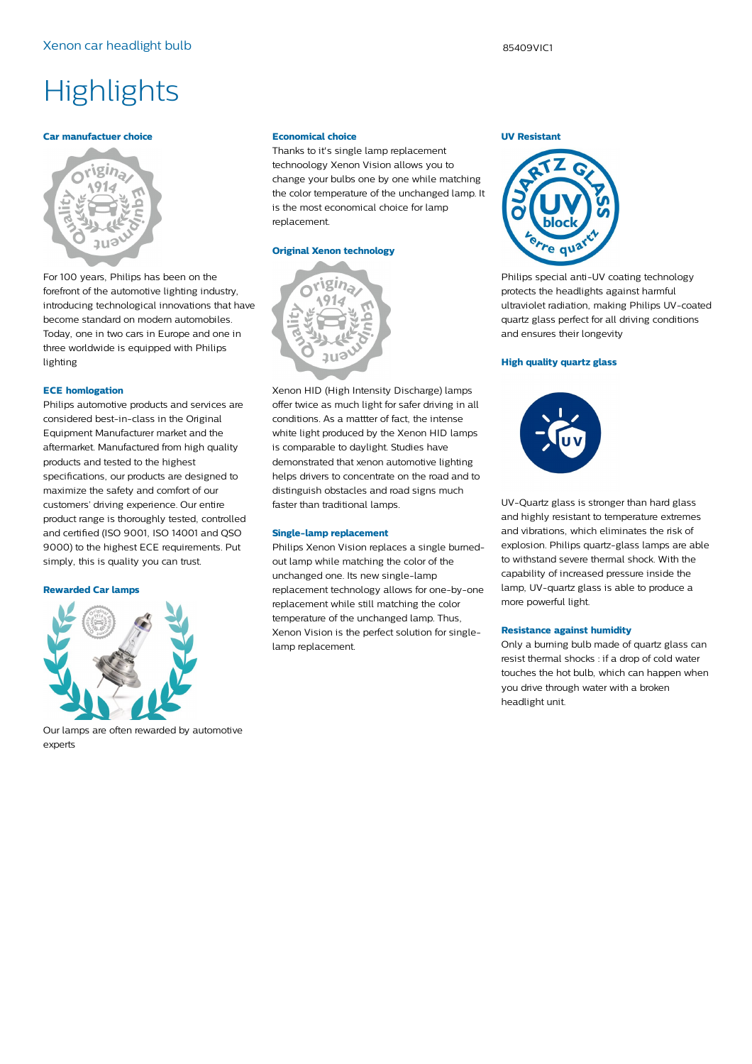# Highlights

### Car manufactuer choice

For 100 years, Philips has been on the forefront of the automotive lighting industry, introducing technological innovations that have become standard on modern automobiles. Today, one in two cars in Europe and one in three worldwide is equipped with Philips lighting

### ECE homlogation

Philips automotive products and services are considered best-in-class in the Original Equipment Manufacturer market and the aftermarket. Manufactured from high quality products and tested to the highest specifications, our products are designed to maximize the safety and comfort of our customers' driving experience. Our entire product range is thoroughly tested, controlled and certified (ISO 9001, ISO 14001 and QSO 9000) to the highest ECE requirements. Put simply, this is quality you can trust.

### Rewarded Car lamps

Our lamps are often rewarded by automotive experts

### Economical choice

Thanks to it's single lamp replacement technoology Xenon Vision allows you to change your bulbs one by one while matching the color temperature of the unchanged lamp. It is the most economical choice for lamp replacement.

### Original Xenon technology

Xenon HID (High Intensity Discharge) lamps offer twice as much light for safer driving in all conditions. As a mattter of fact, the intense white light produced by the Xenon HID lamps is comparable to daylight. Studies have demonstrated that xenon automotive lighting helps drivers to concentrate on the road and to distinguish obstacles and road signs much faster than traditional lamps.

### Single-lamp replacement

Philips Xenon Vision replaces a single burned-out lamp while matching the color of the unchanged one. Its new single-lamp replacement technology allows for one-by-one replacement while still matching the color temperature of the unchanged lamp. Thus, Xenon Vision is the perfect solution for single-lamp replacement.

### UV Resistant

Philips special anti-UV coating technology protects the headlights against harmful ultraviolet radiation, making Philips UV-coated quartz glass perfect for all driving conditions and ensures their longevity

### High quality quartz glass

UV-Quartz glass is stronger than hard glass and highly resistant to temperature extremes and vibrations, which eliminates the risk of explosion. Philips quartz-glass lamps are able to withstand severe thermal shock. With the capability of increased pressure inside the lamp, UV-quartz glass is able to produce a more powerful light.

### Resistance against humidity

Only a burning bulb made of quartz glass can resist thermal shocks : if a drop of cold water touches the hot bulb, which can happen when you drive through water with a broken headlight unit.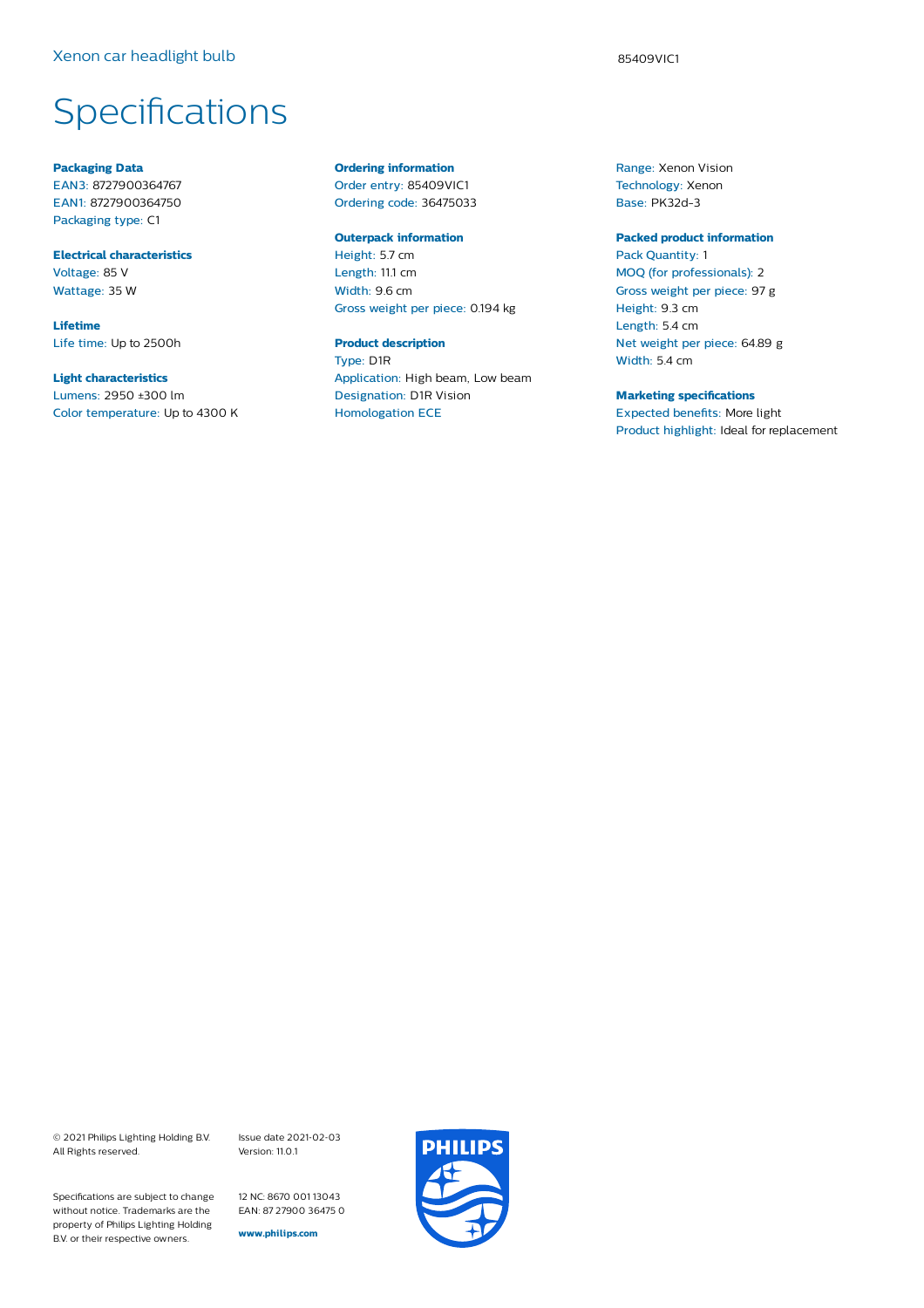Xenon car headlight bulb

85409VIC1

# Specifications

**Packaging Data**
EAN3: 8727900364767
EAN1: 8727900364750
Packaging type: C1

**Electrical characteristics**
Voltage: 85 V
Wattage: 35 W

**Lifetime**
Life time: Up to 2500h

**Light characteristics**
Lumens: 2950 ±300 lm
Color temperature: Up to 4300 K

**Ordering information**
Order entry: 85409VIC1
Ordering code: 36475033

**Outerpack information**
Height: 5.7 cm
Length: 11.1 cm
Width: 9.6 cm
Gross weight per piece: 0.194 kg

**Product description**
Type: D1R
Application: High beam, Low beam
Designation: D1R Vision
Homologation ECE

Range: Xenon Vision
Technology: Xenon
Base: PK32d-3

**Packed product information**
Pack Quantity: 1
MOQ (for professionals): 2
Gross weight per piece: 97 g
Height: 9.3 cm
Length: 5.4 cm
Net weight per piece: 64.89 g
Width: 5.4 cm

**Marketing specifications**
Expected benefits: More light
Product highlight: Ideal for replacement

© 2021 Philips Lighting Holding B.V.
All Rights reserved.

Specifications are subject to change without notice. Trademarks are the property of Philips Lighting Holding B.V. or their respective owners.

Issue date 2021-02-03
Version: 11.0.1

12 NC: 8670 001 13043
EAN: 87 27900 36475 0

**www.philips.com**